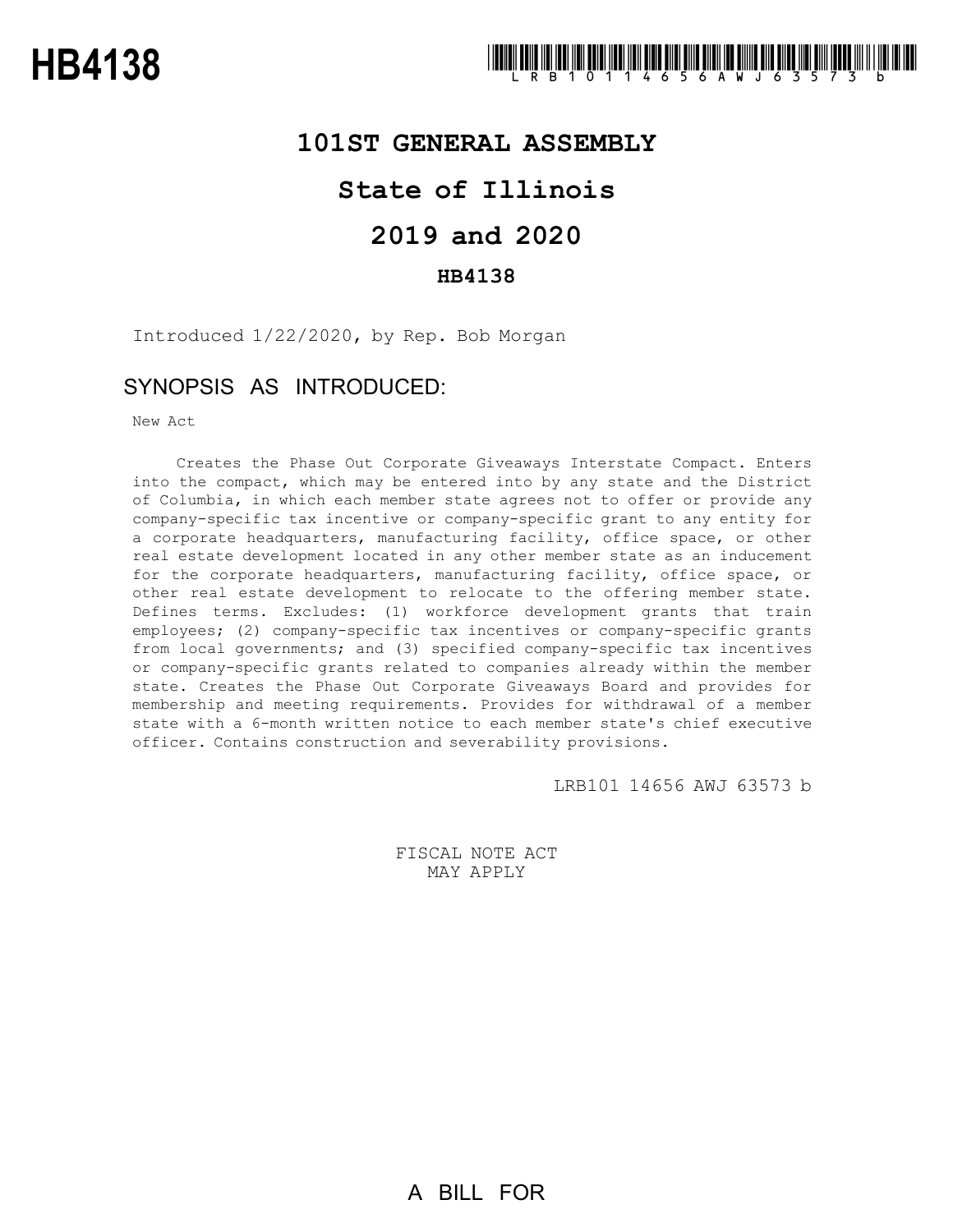# HB4138

**101ST GENERAL ASSEMBLY**

**State of Illinois**

**2019 and 2020**

**HB4138**

Introduced 1/22/2020, by Rep. Bob Morgan

## SYNOPSIS AS INTRODUCED:

New Act

Creates the Phase Out Corporate Giveaways Interstate Compact. Enters into the compact, which may be entered into by any state and the District of Columbia, in which each member state agrees not to offer or provide any company-specific tax incentive or company-specific grant to any entity for a corporate headquarters, manufacturing facility, office space, or other real estate development located in any other member state as an inducement for the corporate headquarters, manufacturing facility, office space, or other real estate development to relocate to the offering member state. Defines terms. Excludes: (1) workforce development grants that train employees; (2) company-specific tax incentives or company-specific grants from local governments; and (3) specified company-specific tax incentives or company-specific grants related to companies already within the member state. Creates the Phase Out Corporate Giveaways Board and provides for membership and meeting requirements. Provides for withdrawal of a member state with a 6-month written notice to each member state's chief executive officer. Contains construction and severability provisions.

LRB101 14656 AWJ 63573 b

FISCAL NOTE ACT
MAY APPLY

A BILL FOR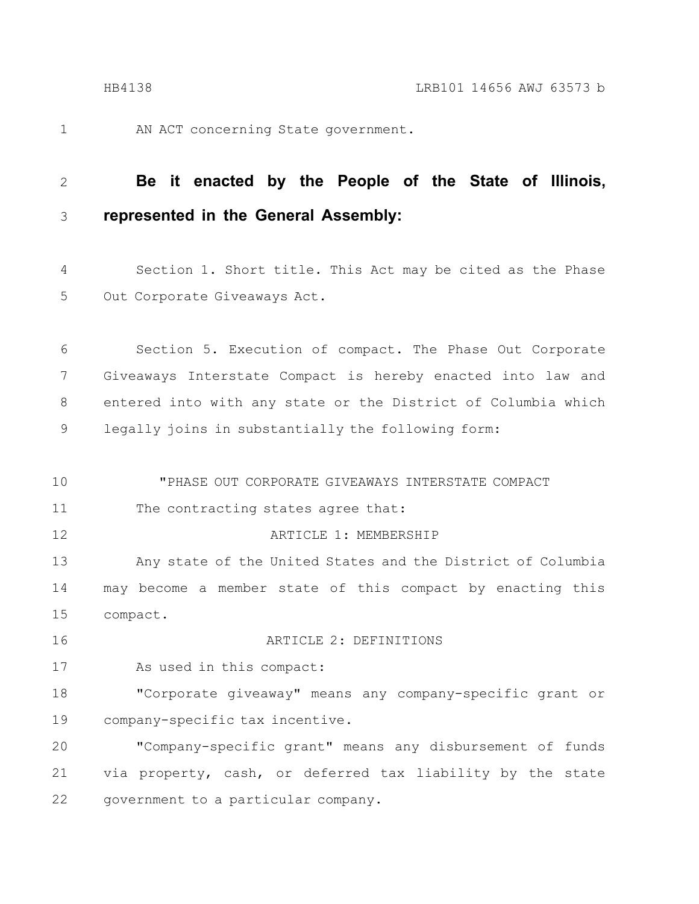AN ACT concerning State government.

**Be it enacted by the People of the State of Illinois, represented in the General Assembly:**

Section 1. Short title. This Act may be cited as the Phase Out Corporate Giveaways Act.

Section 5. Execution of compact. The Phase Out Corporate Giveaways Interstate Compact is hereby enacted into law and entered into with any state or the District of Columbia which legally joins in substantially the following form:

"PHASE OUT CORPORATE GIVEAWAYS INTERSTATE COMPACT

The contracting states agree that:

ARTICLE 1: MEMBERSHIP

Any state of the United States and the District of Columbia may become a member state of this compact by enacting this compact.

ARTICLE 2: DEFINITIONS

As used in this compact:

"Corporate giveaway" means any company-specific grant or company-specific tax incentive.

"Company-specific grant" means any disbursement of funds via property, cash, or deferred tax liability by the state government to a particular company.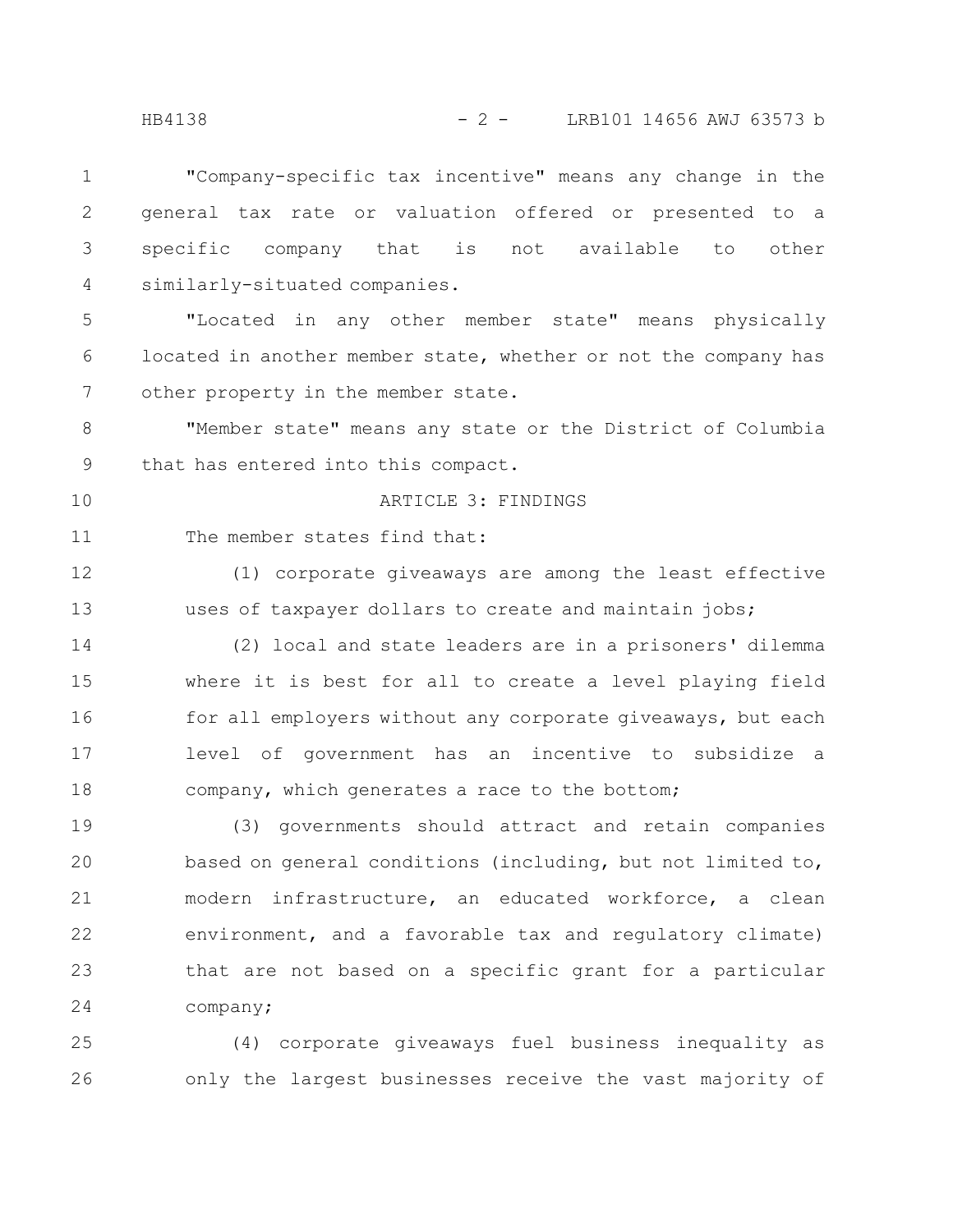"Company-specific tax incentive" means any change in the general tax rate or valuation offered or presented to a specific company that is not available to other similarly-situated companies.

"Located in any other member state" means physically located in another member state, whether or not the company has other property in the member state.

"Member state" means any state or the District of Columbia that has entered into this compact.

ARTICLE 3: FINDINGS

The member states find that:

(1) corporate giveaways are among the least effective uses of taxpayer dollars to create and maintain jobs;

(2) local and state leaders are in a prisoners' dilemma where it is best for all to create a level playing field for all employers without any corporate giveaways, but each level of government has an incentive to subsidize a company, which generates a race to the bottom;

(3) governments should attract and retain companies based on general conditions (including, but not limited to, modern infrastructure, an educated workforce, a clean environment, and a favorable tax and regulatory climate) that are not based on a specific grant for a particular company;

(4) corporate giveaways fuel business inequality as only the largest businesses receive the vast majority of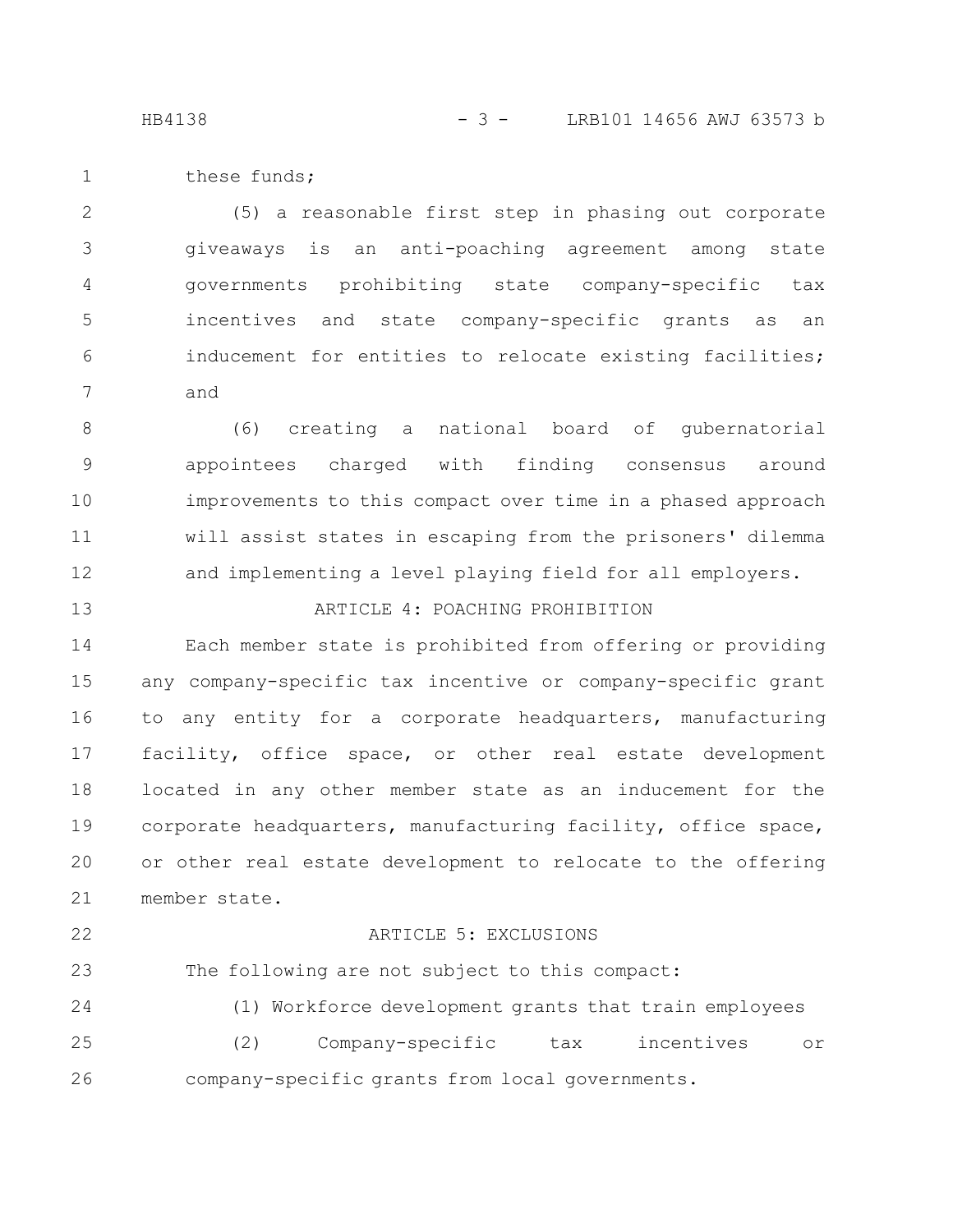these funds;

(5) a reasonable first step in phasing out corporate giveaways is an anti-poaching agreement among state governments prohibiting state company-specific tax incentives and state company-specific grants as an inducement for entities to relocate existing facilities; and

(6) creating a national board of gubernatorial appointees charged with finding consensus around improvements to this compact over time in a phased approach will assist states in escaping from the prisoners' dilemma and implementing a level playing field for all employers.

ARTICLE 4: POACHING PROHIBITION

Each member state is prohibited from offering or providing any company-specific tax incentive or company-specific grant to any entity for a corporate headquarters, manufacturing facility, office space, or other real estate development located in any other member state as an inducement for the corporate headquarters, manufacturing facility, office space, or other real estate development to relocate to the offering member state.

ARTICLE 5: EXCLUSIONS

The following are not subject to this compact:

(1) Workforce development grants that train employees

(2) Company-specific tax incentives or company-specific grants from local governments.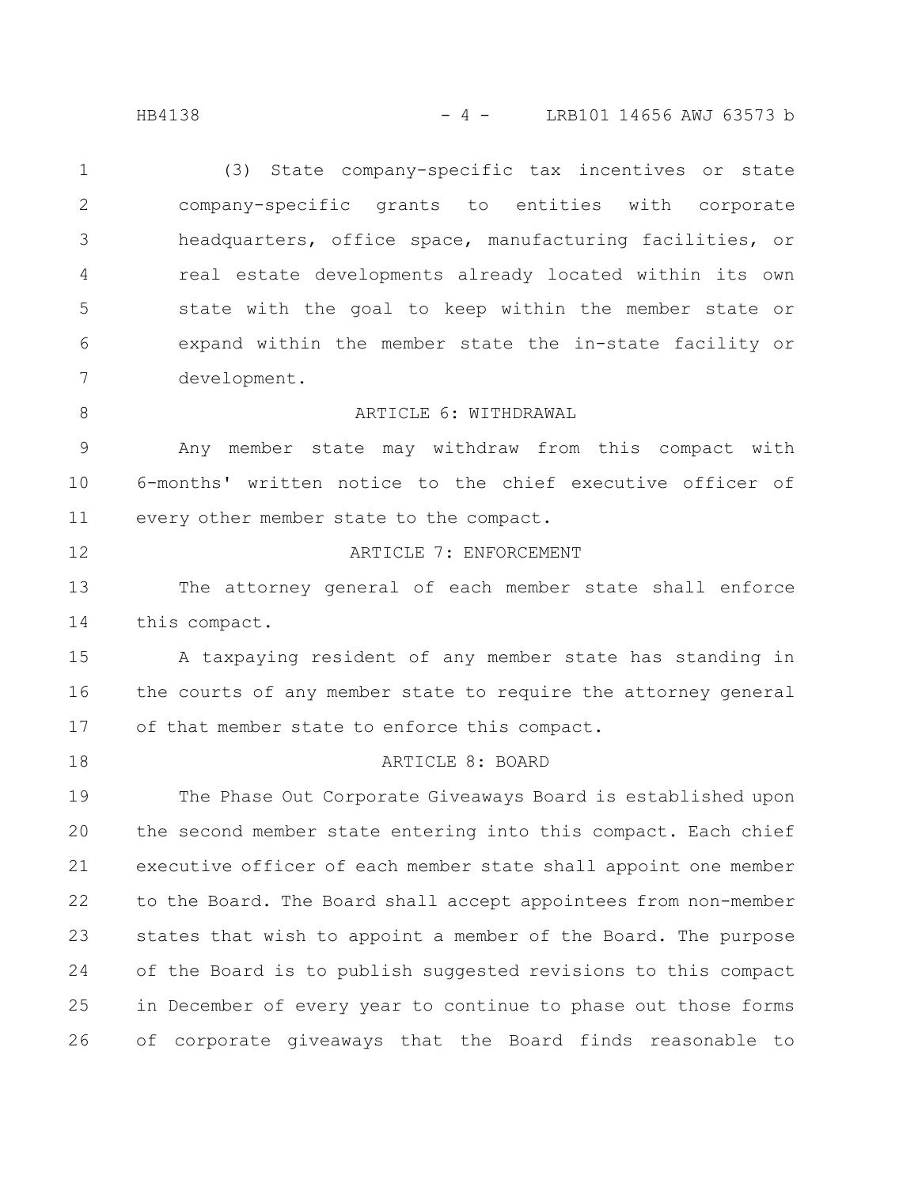(3) State company-specific tax incentives or state company-specific grants to entities with corporate headquarters, office space, manufacturing facilities, or real estate developments already located within its own state with the goal to keep within the member state or expand within the member state the in-state facility or development.

ARTICLE 6: WITHDRAWAL

Any member state may withdraw from this compact with 6-months' written notice to the chief executive officer of every other member state to the compact.

ARTICLE 7: ENFORCEMENT

The attorney general of each member state shall enforce this compact.

A taxpaying resident of any member state has standing in the courts of any member state to require the attorney general of that member state to enforce this compact.

ARTICLE 8: BOARD

The Phase Out Corporate Giveaways Board is established upon the second member state entering into this compact. Each chief executive officer of each member state shall appoint one member to the Board. The Board shall accept appointees from non-member states that wish to appoint a member of the Board. The purpose of the Board is to publish suggested revisions to this compact in December of every year to continue to phase out those forms of corporate giveaways that the Board finds reasonable to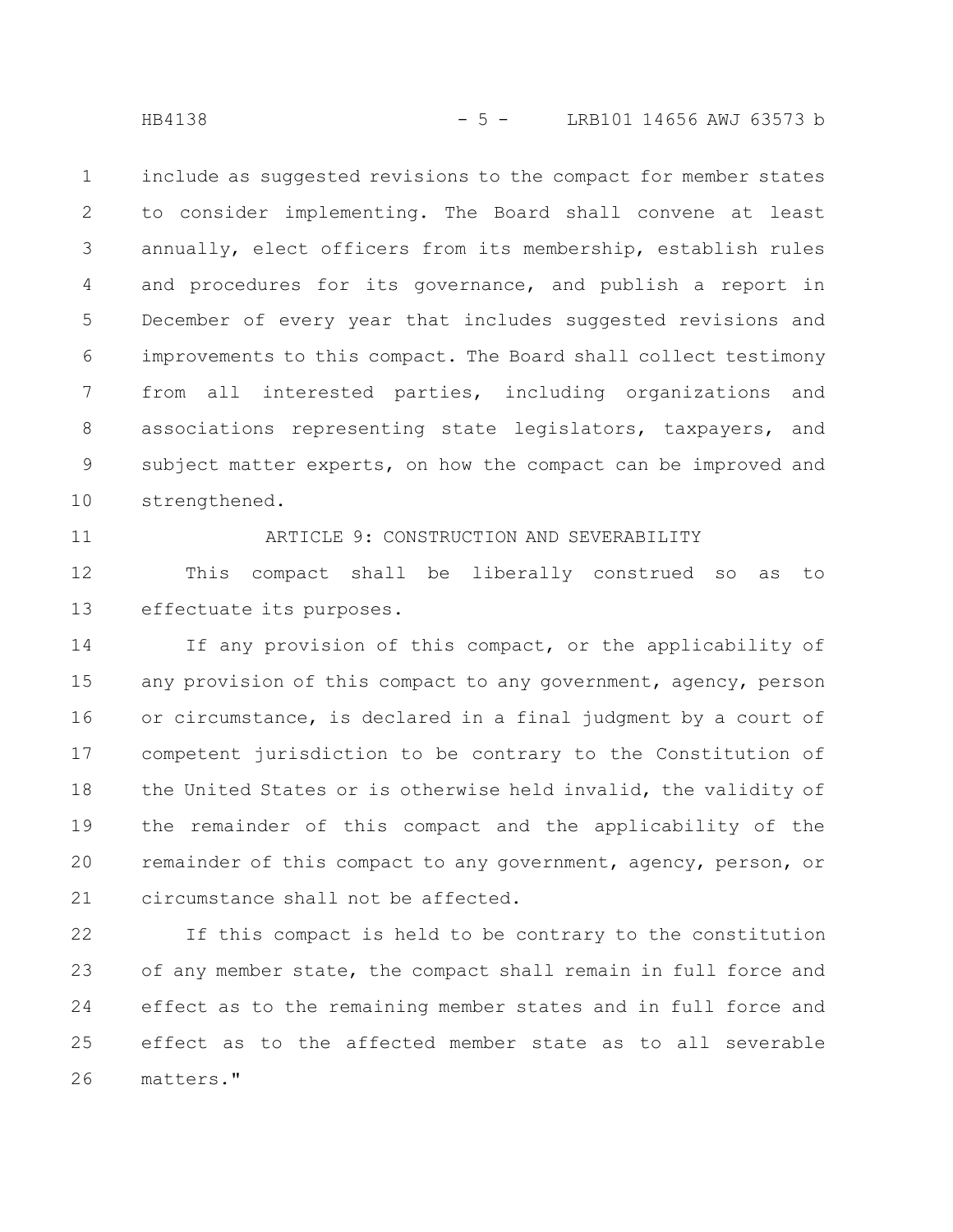include as suggested revisions to the compact for member states to consider implementing. The Board shall convene at least annually, elect officers from its membership, establish rules and procedures for its governance, and publish a report in December of every year that includes suggested revisions and improvements to this compact. The Board shall collect testimony from all interested parties, including organizations and associations representing state legislators, taxpayers, and subject matter experts, on how the compact can be improved and strengthened.

ARTICLE 9: CONSTRUCTION AND SEVERABILITY

This compact shall be liberally construed so as to effectuate its purposes.

If any provision of this compact, or the applicability of any provision of this compact to any government, agency, person or circumstance, is declared in a final judgment by a court of competent jurisdiction to be contrary to the Constitution of the United States or is otherwise held invalid, the validity of the remainder of this compact and the applicability of the remainder of this compact to any government, agency, person, or circumstance shall not be affected.

If this compact is held to be contrary to the constitution of any member state, the compact shall remain in full force and effect as to the remaining member states and in full force and effect as to the affected member state as to all severable matters."